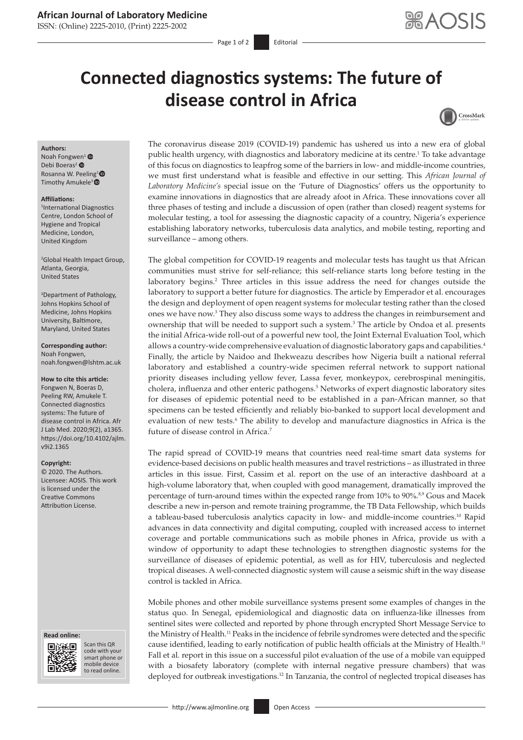# Connected diagnostics systems: The future of disease control in Africa

**Authors:**
Noah Fongwen[1]
Debi Boeras[2]
Rosanna W. Peeling[1]
Timothy Amukele[3]

**Affiliations:**
[1]International Diagnostics Centre, London School of Hygiene and Tropical Medicine, London, United Kingdom

[2]Global Health Impact Group, Atlanta, Georgia, United States

[3]Department of Pathology, Johns Hopkins School of Medicine, Johns Hopkins University, Baltimore, Maryland, United States

**Corresponding author:**
Noah Fongwen,
noah.fongwen@lshtm.ac.uk

**How to cite this article:**
Fongwen N, Boeras D, Peeling RW, Amukele T. Connected diagnostics systems: The future of disease control in Africa. Afr J Lab Med. 2020;9(2), a1365. https://doi.org/10.4102/ajlm.v9i2.1365

**Copyright:**
© 2020. The Authors. Licensee: AOSIS. This work is licensed under the Creative Commons Attribution License.

**Read online:**
Scan this QR code with your smart phone or mobile device to read online.

The coronavirus disease 2019 (COVID-19) pandemic has ushered us into a new era of global public health urgency, with diagnostics and laboratory medicine at its centre.[1] To take advantage of this focus on diagnostics to leapfrog some of the barriers in low- and middle-income countries, we must first understand what is feasible and effective in our setting. This *African Journal of Laboratory Medicine's* special issue on the 'Future of Diagnostics' offers us the opportunity to examine innovations in diagnostics that are already afoot in Africa. These innovations cover all three phases of testing and include a discussion of open (rather than closed) reagent systems for molecular testing, a tool for assessing the diagnostic capacity of a country, Nigeria's experience establishing laboratory networks, tuberculosis data analytics, and mobile testing, reporting and surveillance – among others.

The global competition for COVID-19 reagents and molecular tests has taught us that African communities must strive for self-reliance; this self-reliance starts long before testing in the laboratory begins.[2] Three articles in this issue address the need for changes outside the laboratory to support a better future for diagnostics. The article by Emperador et al. encourages the design and deployment of open reagent systems for molecular testing rather than the closed ones we have now.[3] They also discuss some ways to address the changes in reimbursement and ownership that will be needed to support such a system.[3] The article by Ondoa et al. presents the initial Africa-wide roll-out of a powerful new tool, the Joint External Evaluation Tool, which allows a country-wide comprehensive evaluation of diagnostic laboratory gaps and capabilities.[4] Finally, the article by Naidoo and Ihekweazu describes how Nigeria built a national referral laboratory and established a country-wide specimen referral network to support national priority diseases including yellow fever, Lassa fever, monkeypox, cerebrospinal meningitis, cholera, influenza and other enteric pathogens.[5] Networks of expert diagnostic laboratory sites for diseases of epidemic potential need to be established in a pan-African manner, so that specimens can be tested efficiently and reliably bio-banked to support local development and evaluation of new tests.[6] The ability to develop and manufacture diagnostics in Africa is the future of disease control in Africa.[7]

The rapid spread of COVID-19 means that countries need real-time smart data systems for evidence-based decisions on public health measures and travel restrictions – as illustrated in three articles in this issue. First, Cassim et al. report on the use of an interactive dashboard at a high-volume laboratory that, when coupled with good management, dramatically improved the percentage of turn-around times within the expected range from 10% to 90%.[8,9] Gous and Macek describe a new in-person and remote training programme, the TB Data Fellowship, which builds a tableau-based tuberculosis analytics capacity in low- and middle-income countries.[10] Rapid advances in data connectivity and digital computing, coupled with increased access to internet coverage and portable communications such as mobile phones in Africa, provide us with a window of opportunity to adapt these technologies to strengthen diagnostic systems for the surveillance of diseases of epidemic potential, as well as for HIV, tuberculosis and neglected tropical diseases. A well-connected diagnostic system will cause a seismic shift in the way disease control is tackled in Africa.

Mobile phones and other mobile surveillance systems present some examples of changes in the status quo. In Senegal, epidemiological and diagnostic data on influenza-like illnesses from sentinel sites were collected and reported by phone through encrypted Short Message Service to the Ministry of Health.[11] Peaks in the incidence of febrile syndromes were detected and the specific cause identified, leading to early notification of public health officials at the Ministry of Health.[11] Fall et al. report in this issue on a successful pilot evaluation of the use of a mobile van equipped with a biosafety laboratory (complete with internal negative pressure chambers) that was deployed for outbreak investigations.[12] In Tanzania, the control of neglected tropical diseases has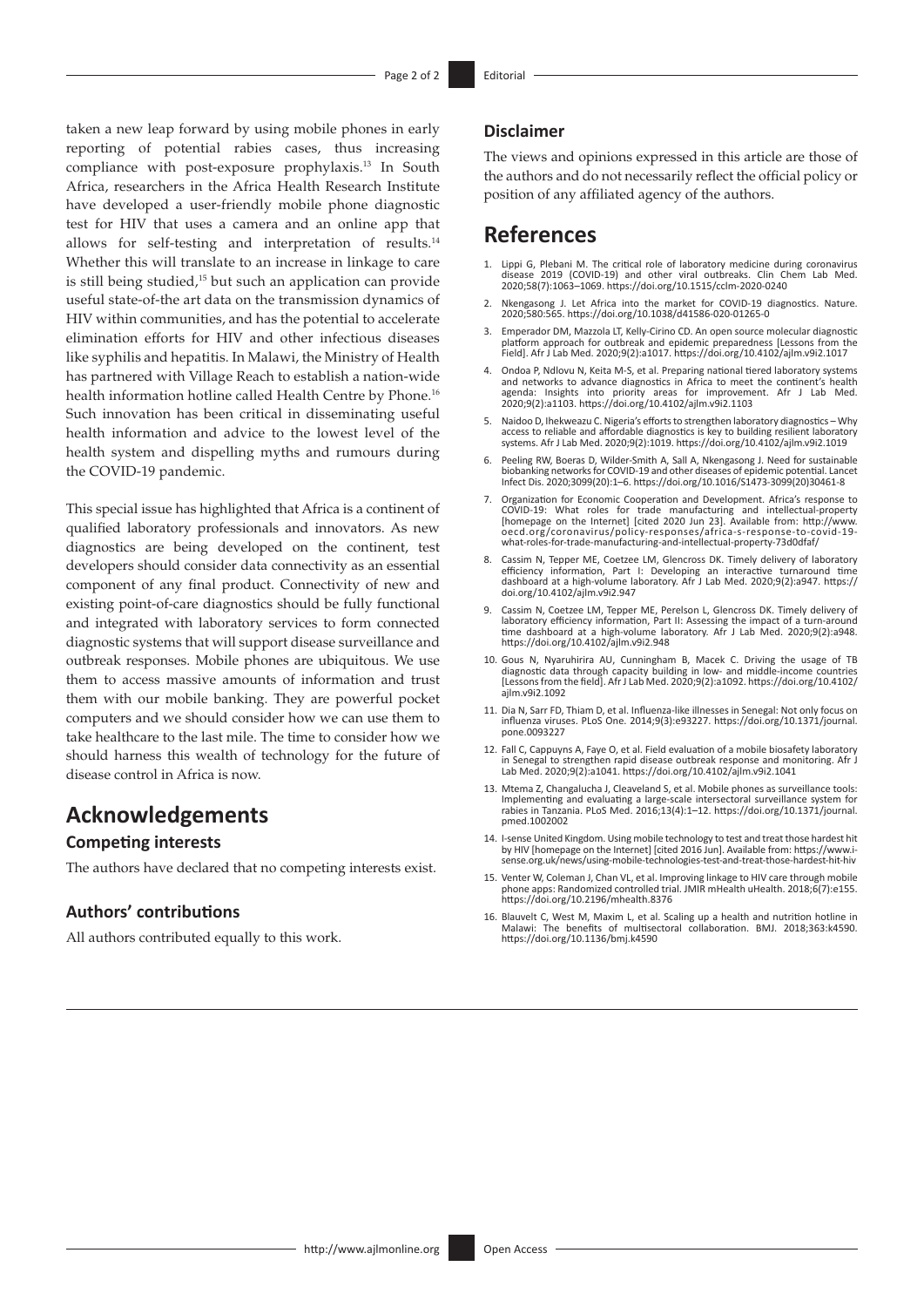taken a new leap forward by using mobile phones in early reporting of potential rabies cases, thus increasing compliance with post-exposure prophylaxis.[13] In South Africa, researchers in the Africa Health Research Institute have developed a user-friendly mobile phone diagnostic test for HIV that uses a camera and an online app that allows for self-testing and interpretation of results.[14] Whether this will translate to an increase in linkage to care is still being studied,[15] but such an application can provide useful state-of-the art data on the transmission dynamics of HIV within communities, and has the potential to accelerate elimination efforts for HIV and other infectious diseases like syphilis and hepatitis. In Malawi, the Ministry of Health has partnered with Village Reach to establish a nation-wide health information hotline called Health Centre by Phone.[16] Such innovation has been critical in disseminating useful health information and advice to the lowest level of the health system and dispelling myths and rumours during the COVID-19 pandemic.

This special issue has highlighted that Africa is a continent of qualified laboratory professionals and innovators. As new diagnostics are being developed on the continent, test developers should consider data connectivity as an essential component of any final product. Connectivity of new and existing point-of-care diagnostics should be fully functional and integrated with laboratory services to form connected diagnostic systems that will support disease surveillance and outbreak responses. Mobile phones are ubiquitous. We use them to access massive amounts of information and trust them with our mobile banking. They are powerful pocket computers and we should consider how we can use them to take healthcare to the last mile. The time to consider how we should harness this wealth of technology for the future of disease control in Africa is now.

## Acknowledgements

### Competing interests

The authors have declared that no competing interests exist.

### Authors' contributions

All authors contributed equally to this work.

### Disclaimer

The views and opinions expressed in this article are those of the authors and do not necessarily reflect the official policy or position of any affiliated agency of the authors.

## References

1. Lippi G, Plebani M. The critical role of laboratory medicine during coronavirus disease 2019 (COVID-19) and other viral outbreaks. Clin Chem Lab Med. 2020;58(7):1063–1069. https://doi.org/10.1515/cclm-2020-0240
2. Nkengasong J. Let Africa into the market for COVID-19 diagnostics. Nature. 2020;580:565. https://doi.org/10.1038/d41586-020-01265-0
3. Emperador DM, Mazzola LT, Kelly-Cirino CD. An open source molecular diagnostic platform approach for outbreak and epidemic preparedness [Lessons from the Field]. Afr J Lab Med. 2020;9(2):a1017. https://doi.org/10.4102/ajlm.v9i2.1017
4. Ondoa P, Ndlovu N, Keita M-S, et al. Preparing national tiered laboratory systems and networks to advance diagnostics in Africa to meet the continent's health agenda: Insights into priority areas for improvement. Afr J Lab Med. 2020;9(2):a1103. https://doi.org/10.4102/ajlm.v9i2.1103
5. Naidoo D, Ihekweazu C. Nigeria's efforts to strengthen laboratory diagnostics – Why access to reliable and affordable diagnostics is key to building resilient laboratory systems. Afr J Lab Med. 2020;9(2):1019. https://doi.org/10.4102/ajlm.v9i2.1019
6. Peeling RW, Boeras D, Wilder-Smith A, Sall A, Nkengasong J. Need for sustainable biobanking networks for COVID-19 and other diseases of epidemic potential. Lancet Infect Dis. 2020;3099(20):1–6. https://doi.org/10.1016/S1473-3099(20)30461-8
7. Organization for Economic Cooperation and Development. Africa's response to COVID-19: What roles for trade manufacturing and intellectual-property [homepage on the Internet] [cited 2020 Jun 23]. Available from: http://www.oecd.org/coronavirus/policy-responses/africa-s-response-to-covid-19-what-roles-for-trade-manufacturing-and-intellectual-property-73d0dfaf/
8. Cassim N, Tepper ME, Coetzee LM, Glencross DK. Timely delivery of laboratory efficiency information, Part I: Developing an interactive turnaround time dashboard at a high-volume laboratory. Afr J Lab Med. 2020;9(2):a947. https://doi.org/10.4102/ajlm.v9i2.947
9. Cassim N, Coetzee LM, Tepper ME, Perelson L, Glencross DK. Timely delivery of laboratory efficiency information, Part II: Assessing the impact of a turn-around time dashboard at a high-volume laboratory. Afr J Lab Med. 2020;9(2):a948. https://doi.org/10.4102/ajlm.v9i2.948
10. Gous N, Nyaruhirira AU, Cunningham B, Macek C. Driving the usage of TB diagnostic data through capacity building in low- and middle-income countries [Lessons from the field]. Afr J Lab Med. 2020;9(2):a1092. https://doi.org/10.4102/ajlm.v9i2.1092
11. Dia N, Sarr FD, Thiam D, et al. Influenza-like illnesses in Senegal: Not only focus on influenza viruses. PLoS One. 2014;9(3):e93227. https://doi.org/10.1371/journal.pone.0093227
12. Fall C, Cappuyns A, Faye O, et al. Field evaluation of a mobile biosafety laboratory in Senegal to strengthen rapid disease outbreak response and monitoring. Afr J Lab Med. 2020;9(2):a1041. https://doi.org/10.4102/ajlm.v9i2.1041
13. Mtema Z, Changalucha J, Cleaveland S, et al. Mobile phones as surveillance tools: Implementing and evaluating a large-scale intersectoral surveillance system for rabies in Tanzania. PLoS Med. 2016;13(4):1–12. https://doi.org/10.1371/journal.pmed.1002002
14. I-sense United Kingdom. Using mobile technology to test and treat those hardest hit by HIV [homepage on the Internet] [cited 2016 Jun]. Available from: https://www.i-sense.org.uk/news/using-mobile-technologies-test-and-treat-those-hardest-hit-hiv
15. Venter W, Coleman J, Chan VL, et al. Improving linkage to HIV care through mobile phone apps: Randomized controlled trial. JMIR mHealth uHealth. 2018;6(7):e155. https://doi.org/10.2196/mhealth.8376
16. Blauvelt C, West M, Maxim L, et al. Scaling up a health and nutrition hotline in Malawi: The benefits of multisectoral collaboration. BMJ. 2018;363:k4590. https://doi.org/10.1136/bmj.k4590